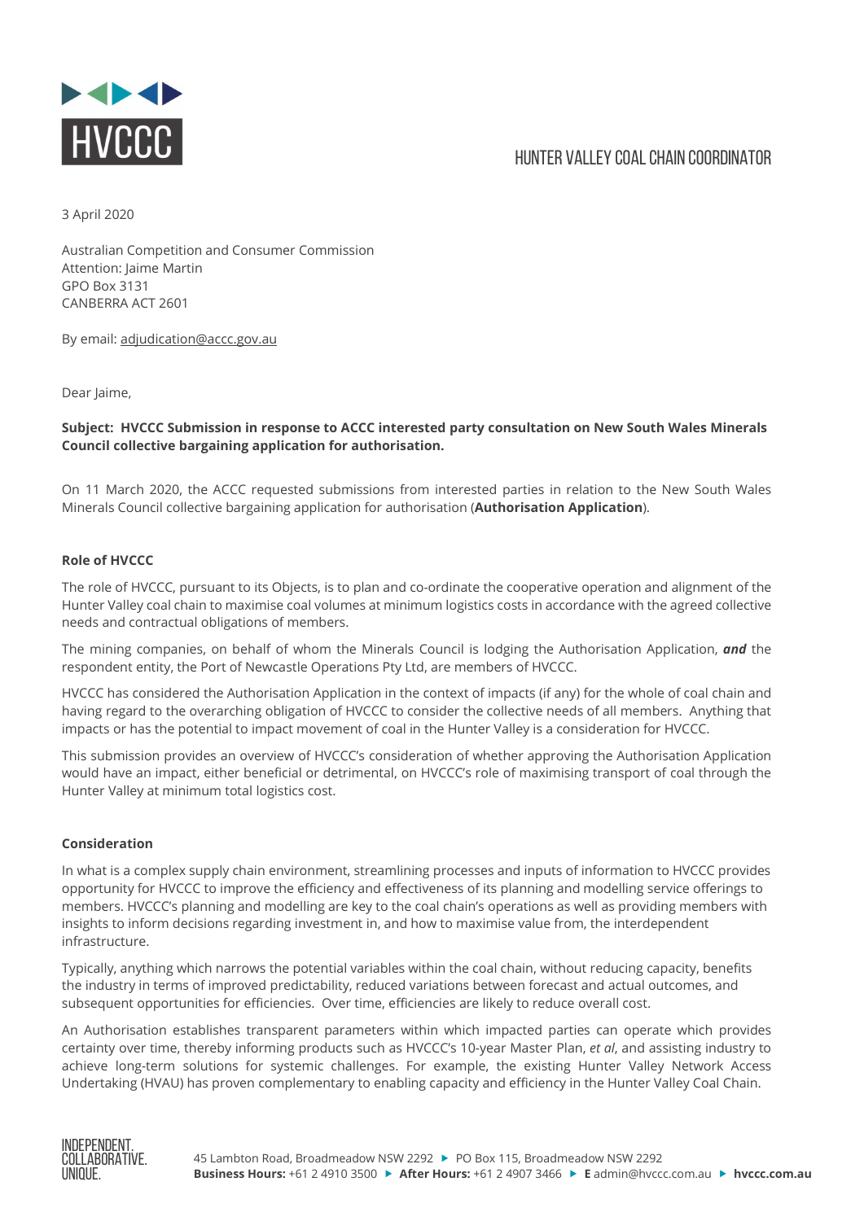HVCCC

HUNTER VALLEY COAL CHAIN COORDINATOR

3 April 2020

Australian Competition and Consumer Commission
Attention: Jaime Martin
GPO Box 3131
CANBERRA ACT 2601

By email: adjudication@accc.gov.au

Dear Jaime,

**Subject: HVCCC Submission in response to ACCC interested party consultation on New South Wales Minerals Council collective bargaining application for authorisation.**

On 11 March 2020, the ACCC requested submissions from interested parties in relation to the New South Wales Minerals Council collective bargaining application for authorisation (**Authorisation Application**).

**Role of HVCCC**

The role of HVCCC, pursuant to its Objects, is to plan and co-ordinate the cooperative operation and alignment of the Hunter Valley coal chain to maximise coal volumes at minimum logistics costs in accordance with the agreed collective needs and contractual obligations of members.

The mining companies, on behalf of whom the Minerals Council is lodging the Authorisation Application, ***and*** the respondent entity, the Port of Newcastle Operations Pty Ltd, are members of HVCCC.

HVCCC has considered the Authorisation Application in the context of impacts (if any) for the whole of coal chain and having regard to the overarching obligation of HVCCC to consider the collective needs of all members. Anything that impacts or has the potential to impact movement of coal in the Hunter Valley is a consideration for HVCCC.

This submission provides an overview of HVCCC's consideration of whether approving the Authorisation Application would have an impact, either beneficial or detrimental, on HVCCC's role of maximising transport of coal through the Hunter Valley at minimum total logistics cost.

**Consideration**

In what is a complex supply chain environment, streamlining processes and inputs of information to HVCCC provides opportunity for HVCCC to improve the efficiency and effectiveness of its planning and modelling service offerings to members. HVCCC's planning and modelling are key to the coal chain's operations as well as providing members with insights to inform decisions regarding investment in, and how to maximise value from, the interdependent infrastructure.

Typically, anything which narrows the potential variables within the coal chain, without reducing capacity, benefits the industry in terms of improved predictability, reduced variations between forecast and actual outcomes, and subsequent opportunities for efficiencies. Over time, efficiencies are likely to reduce overall cost.

An Authorisation establishes transparent parameters within which impacted parties can operate which provides certainty over time, thereby informing products such as HVCCC's 10-year Master Plan, *et al*, and assisting industry to achieve long-term solutions for systemic challenges. For example, the existing Hunter Valley Network Access Undertaking (HVAU) has proven complementary to enabling capacity and efficiency in the Hunter Valley Coal Chain.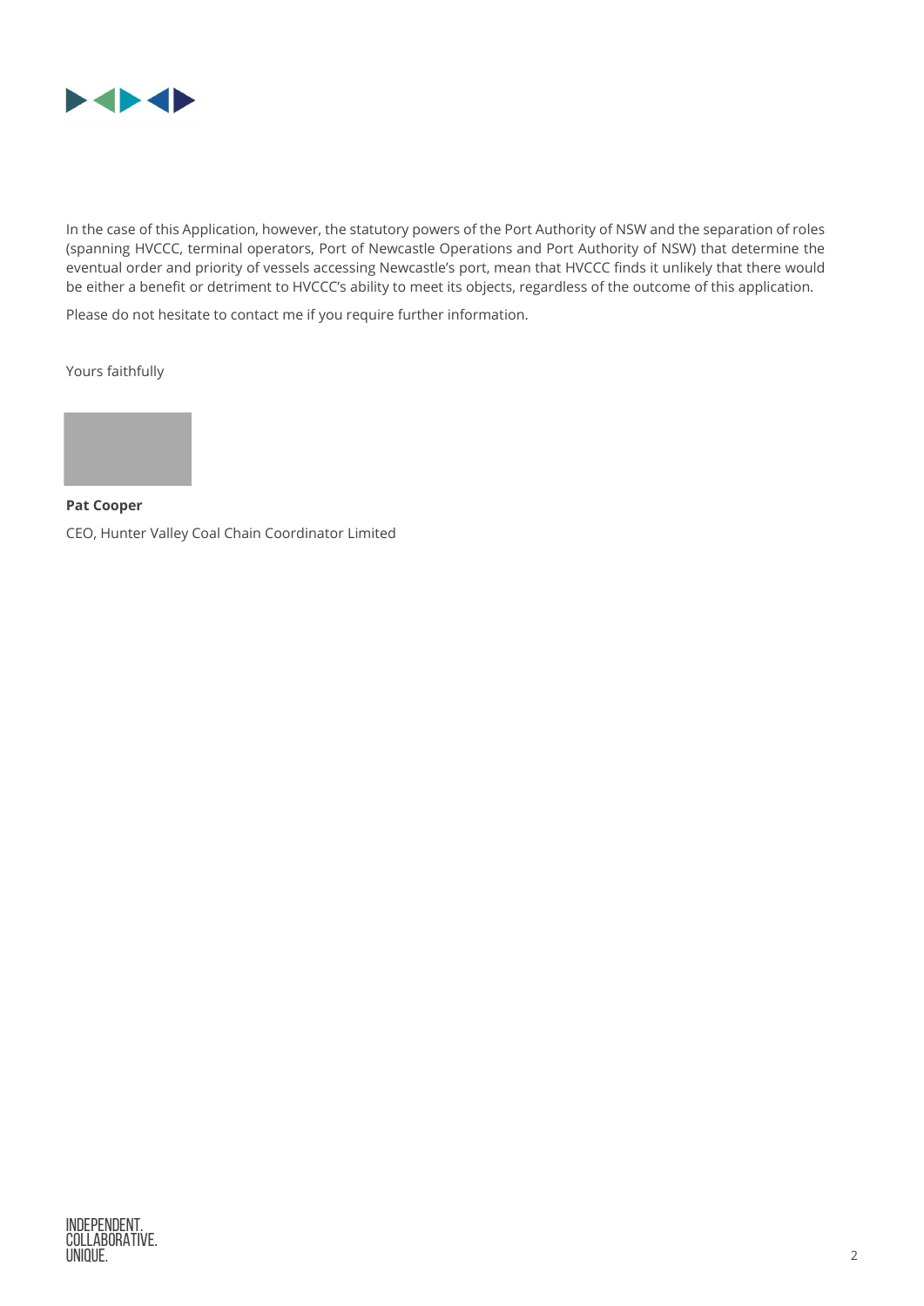In the case of this Application, however, the statutory powers of the Port Authority of NSW and the separation of roles (spanning HVCCC, terminal operators, Port of Newcastle Operations and Port Authority of NSW) that determine the eventual order and priority of vessels accessing Newcastle's port, mean that HVCCC finds it unlikely that there would be either a benefit or detriment to HVCCC's ability to meet its objects, regardless of the outcome of this application.

Please do not hesitate to contact me if you require further information.

Yours faithfully

**Pat Cooper**

CEO, Hunter Valley Coal Chain Coordinator Limited

INDEPENDENT.
COLLABORATIVE.
UNIQUE.